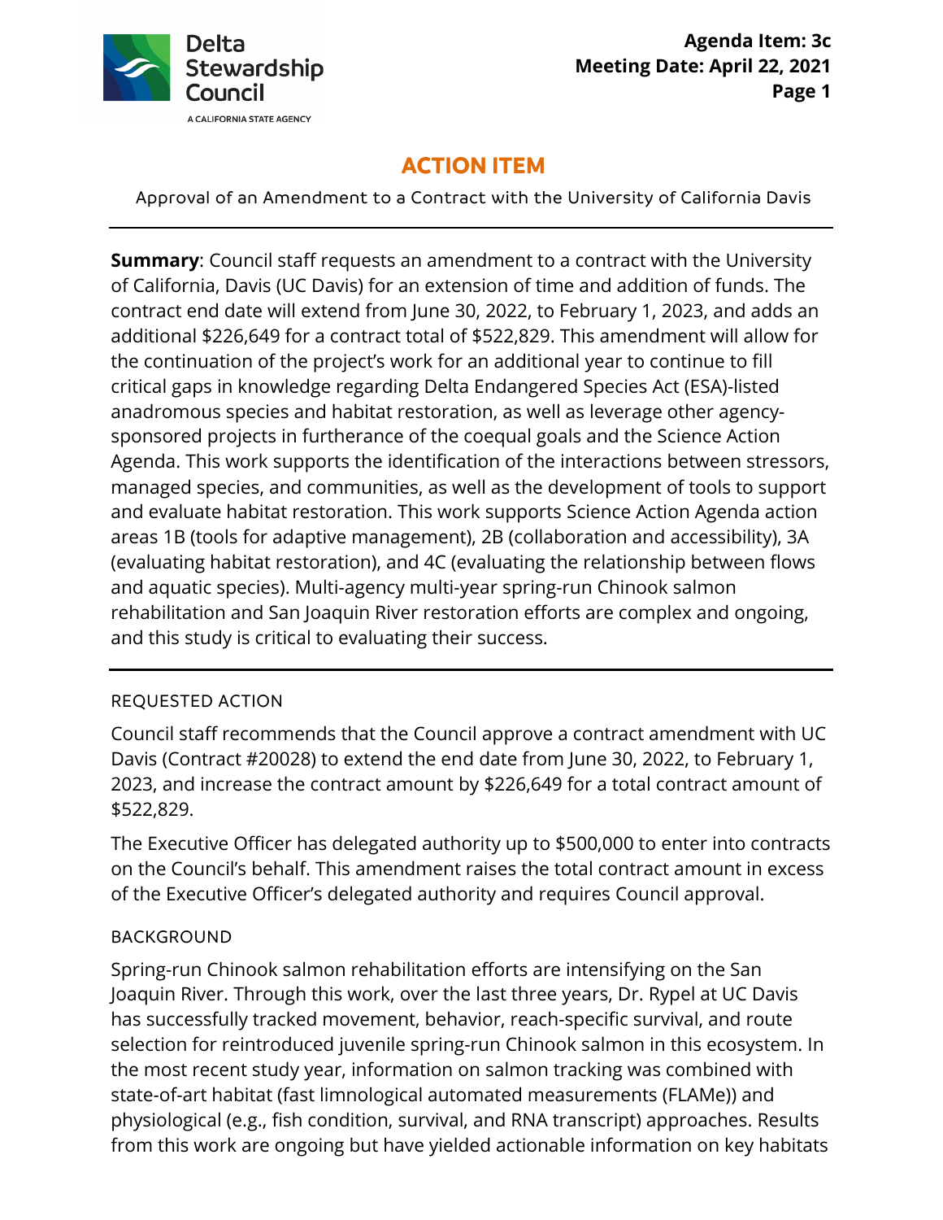Agenda Item: 3c
Meeting Date: April 22, 2021

# ACTION ITEM

Approval of an Amendment to a Contract with the University of California Davis

---

**Summary**: Council staff requests an amendment to a contract with the University of California, Davis (UC Davis) for an extension of time and addition of funds. The contract end date will extend from June 30, 2022, to February 1, 2023, and adds an additional $226,649 for a contract total of $522,829. This amendment will allow for the continuation of the project's work for an additional year to continue to fill critical gaps in knowledge regarding Delta Endangered Species Act (ESA)-listed anadromous species and habitat restoration, as well as leverage other agency-sponsored projects in furtherance of the coequal goals and the Science Action Agenda. This work supports the identification of the interactions between stressors, managed species, and communities, as well as the development of tools to support and evaluate habitat restoration. This work supports Science Action Agenda action areas 1B (tools for adaptive management), 2B (collaboration and accessibility), 3A (evaluating habitat restoration), and 4C (evaluating the relationship between flows and aquatic species). Multi-agency multi-year spring-run Chinook salmon rehabilitation and San Joaquin River restoration efforts are complex and ongoing, and this study is critical to evaluating their success.

---

## REQUESTED ACTION

Council staff recommends that the Council approve a contract amendment with UC Davis (Contract #20028) to extend the end date from June 30, 2022, to February 1, 2023, and increase the contract amount by $226,649 for a total contract amount of $522,829.

The Executive Officer has delegated authority up to $500,000 to enter into contracts on the Council's behalf. This amendment raises the total contract amount in excess of the Executive Officer's delegated authority and requires Council approval.

## BACKGROUND

Spring-run Chinook salmon rehabilitation efforts are intensifying on the San Joaquin River. Through this work, over the last three years, Dr. Rypel at UC Davis has successfully tracked movement, behavior, reach-specific survival, and route selection for reintroduced juvenile spring-run Chinook salmon in this ecosystem. In the most recent study year, information on salmon tracking was combined with state-of-art habitat (fast limnological automated measurements (FLAMe)) and physiological (e.g., fish condition, survival, and RNA transcript) approaches. Results from this work are ongoing but have yielded actionable information on key habitats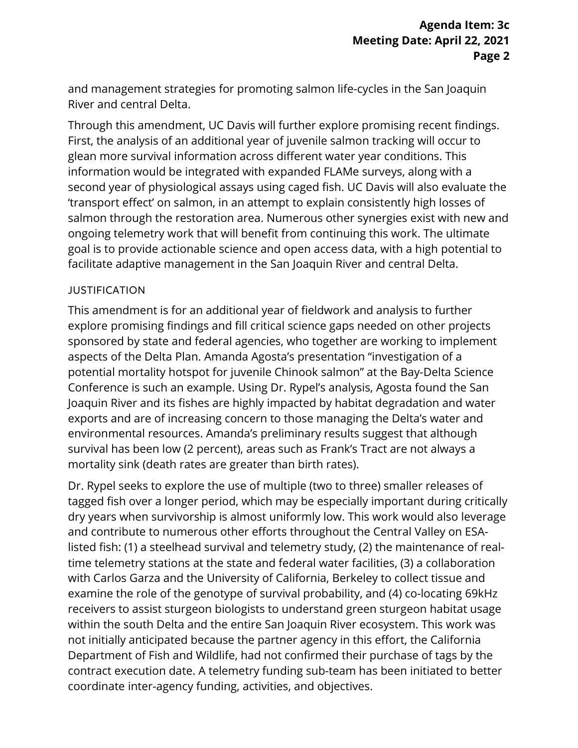and management strategies for promoting salmon life-cycles in the San Joaquin River and central Delta.

Through this amendment, UC Davis will further explore promising recent findings. First, the analysis of an additional year of juvenile salmon tracking will occur to glean more survival information across different water year conditions. This information would be integrated with expanded FLAMe surveys, along with a second year of physiological assays using caged fish. UC Davis will also evaluate the 'transport effect' on salmon, in an attempt to explain consistently high losses of salmon through the restoration area. Numerous other synergies exist with new and ongoing telemetry work that will benefit from continuing this work. The ultimate goal is to provide actionable science and open access data, with a high potential to facilitate adaptive management in the San Joaquin River and central Delta.

### JUSTIFICATION

This amendment is for an additional year of fieldwork and analysis to further explore promising findings and fill critical science gaps needed on other projects sponsored by state and federal agencies, who together are working to implement aspects of the Delta Plan. Amanda Agosta's presentation "investigation of a potential mortality hotspot for juvenile Chinook salmon" at the Bay-Delta Science Conference is such an example. Using Dr. Rypel's analysis, Agosta found the San Joaquin River and its fishes are highly impacted by habitat degradation and water exports and are of increasing concern to those managing the Delta's water and environmental resources. Amanda's preliminary results suggest that although survival has been low (2 percent), areas such as Frank's Tract are not always a mortality sink (death rates are greater than birth rates).

Dr. Rypel seeks to explore the use of multiple (two to three) smaller releases of tagged fish over a longer period, which may be especially important during critically dry years when survivorship is almost uniformly low. This work would also leverage and contribute to numerous other efforts throughout the Central Valley on ESA-listed fish: (1) a steelhead survival and telemetry study, (2) the maintenance of real-time telemetry stations at the state and federal water facilities, (3) a collaboration with Carlos Garza and the University of California, Berkeley to collect tissue and examine the role of the genotype of survival probability, and (4) co-locating 69kHz receivers to assist sturgeon biologists to understand green sturgeon habitat usage within the south Delta and the entire San Joaquin River ecosystem. This work was not initially anticipated because the partner agency in this effort, the California Department of Fish and Wildlife, had not confirmed their purchase of tags by the contract execution date. A telemetry funding sub-team has been initiated to better coordinate inter-agency funding, activities, and objectives.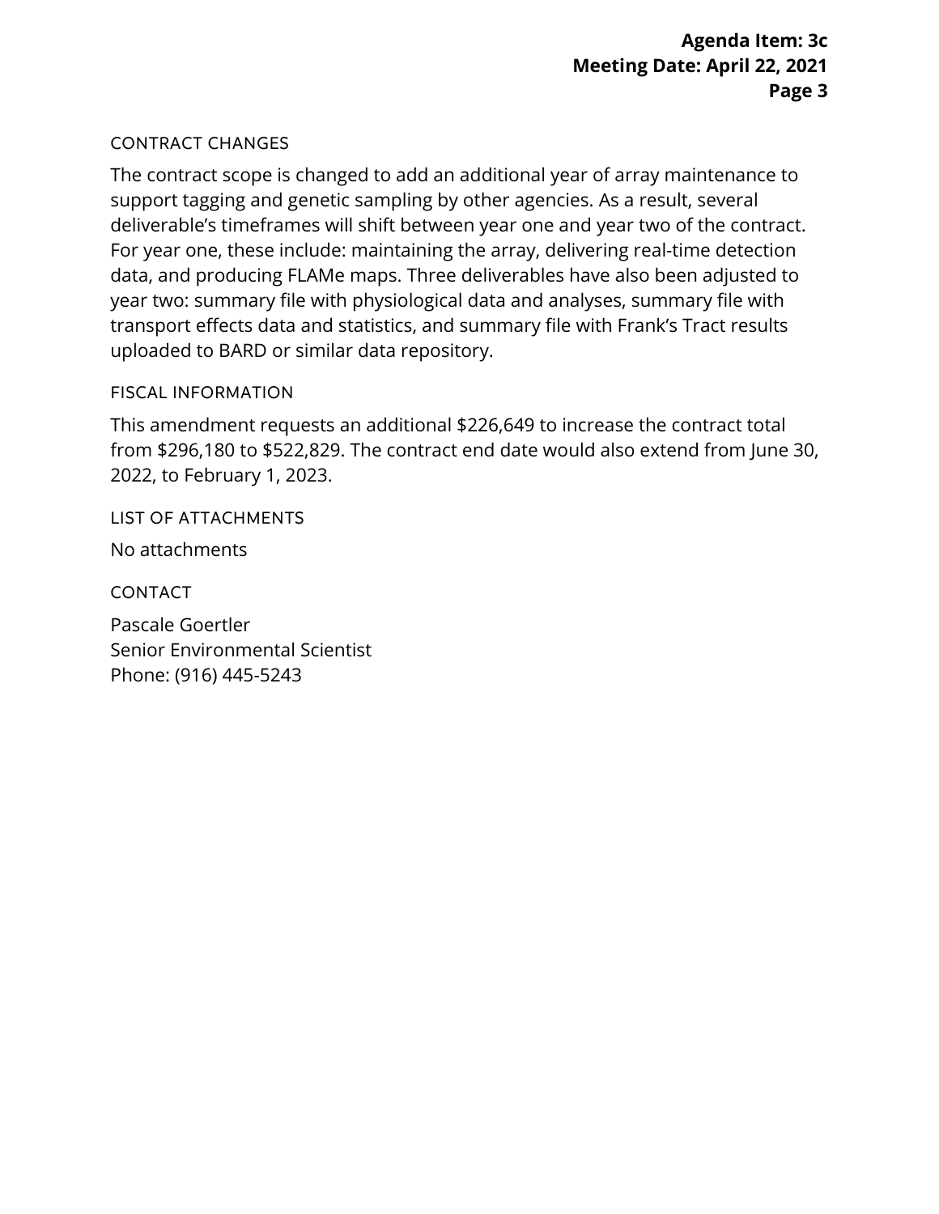## CONTRACT CHANGES

The contract scope is changed to add an additional year of array maintenance to support tagging and genetic sampling by other agencies. As a result, several deliverable's timeframes will shift between year one and year two of the contract. For year one, these include: maintaining the array, delivering real-time detection data, and producing FLAMe maps. Three deliverables have also been adjusted to year two: summary file with physiological data and analyses, summary file with transport effects data and statistics, and summary file with Frank's Tract results uploaded to BARD or similar data repository.

## FISCAL INFORMATION

This amendment requests an additional $226,649 to increase the contract total from $296,180 to $522,829. The contract end date would also extend from June 30, 2022, to February 1, 2023.

## LIST OF ATTACHMENTS

No attachments

## CONTACT

Pascale Goertler
Senior Environmental Scientist
Phone: (916) 445-5243